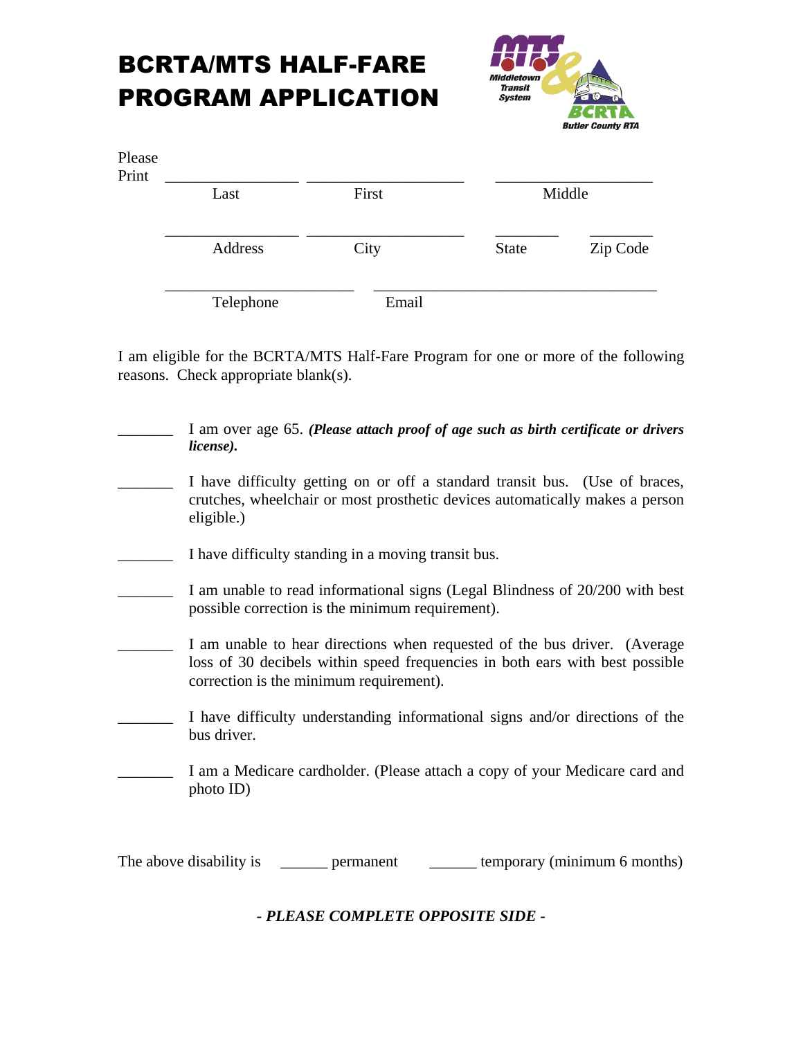# BCRTA/MTS HALF-FARE PROGRAM APPLICATION

Please Print

_________________ _________________ _________________
Last First Middle

_________________ _________________ ________ ________
Address City State Zip Code

_______________________ _______________________________
Telephone Email

I am eligible for the BCRTA/MTS Half-Fare Program for one or more of the following reasons. Check appropriate blank(s).

_______ I am over age 65. ***(Please attach proof of age such as birth certificate or drivers license).***

_______ I have difficulty getting on or off a standard transit bus. (Use of braces, crutches, wheelchair or most prosthetic devices automatically makes a person eligible.)

_______ I have difficulty standing in a moving transit bus.

_______ I am unable to read informational signs (Legal Blindness of 20/200 with best possible correction is the minimum requirement).

_______ I am unable to hear directions when requested of the bus driver. (Average loss of 30 decibels within speed frequencies in both ears with best possible correction is the minimum requirement).

_______ I have difficulty understanding informational signs and/or directions of the bus driver.

_______ I am a Medicare cardholder. (Please attach a copy of your Medicare card and photo ID)

The above disability is ______ permanent ______ temporary (minimum 6 months)

***- PLEASE COMPLETE OPPOSITE SIDE -***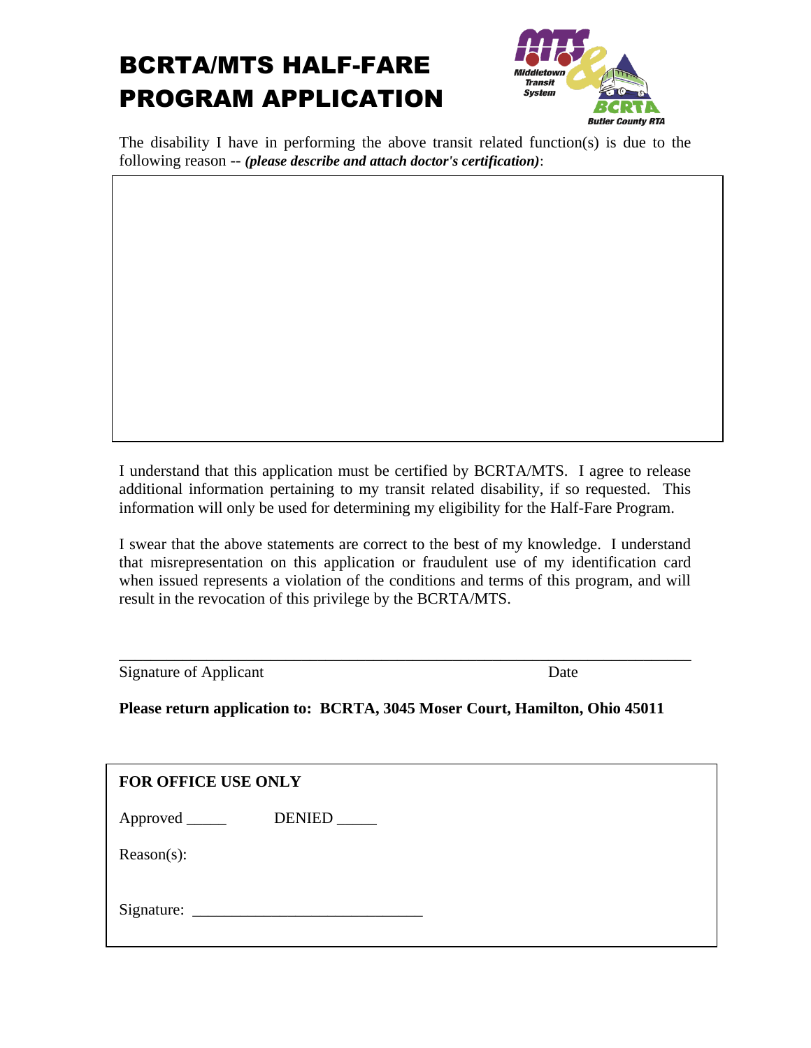# BCRTA/MTS HALF-FARE PROGRAM APPLICATION

The disability I have in performing the above transit related function(s) is due to the following reason -- ***(please describe and attach doctor's certification)***:

I understand that this application must be certified by BCRTA/MTS. I agree to release additional information pertaining to my transit related disability, if so requested. This information will only be used for determining my eligibility for the Half-Fare Program.

I swear that the above statements are correct to the best of my knowledge. I understand that misrepresentation on this application or fraudulent use of my identification card when issued represents a violation of the conditions and terms of this program, and will result in the revocation of this privilege by the BCRTA/MTS.

\_\_\_\_\_\_\_\_\_\_\_\_\_\_\_\_\_\_\_\_\_\_\_\_\_\_\_\_\_\_\_\_\_\_\_\_\_\_\_\_\_\_\_\_\_\_\_\_\_\_\_\_\_\_\_\_\_\_\_\_\_\_\_\_

Signature of Applicant Date

**Please return application to: BCRTA, 3045 Moser Court, Hamilton, Ohio 45011**

**FOR OFFICE USE ONLY**

Approved \_\_\_\_\_ DENIED \_\_\_\_\_

Reason(s):

Signature: \_\_\_\_\_\_\_\_\_\_\_\_\_\_\_\_\_\_\_\_\_\_\_\_\_\_\_\_